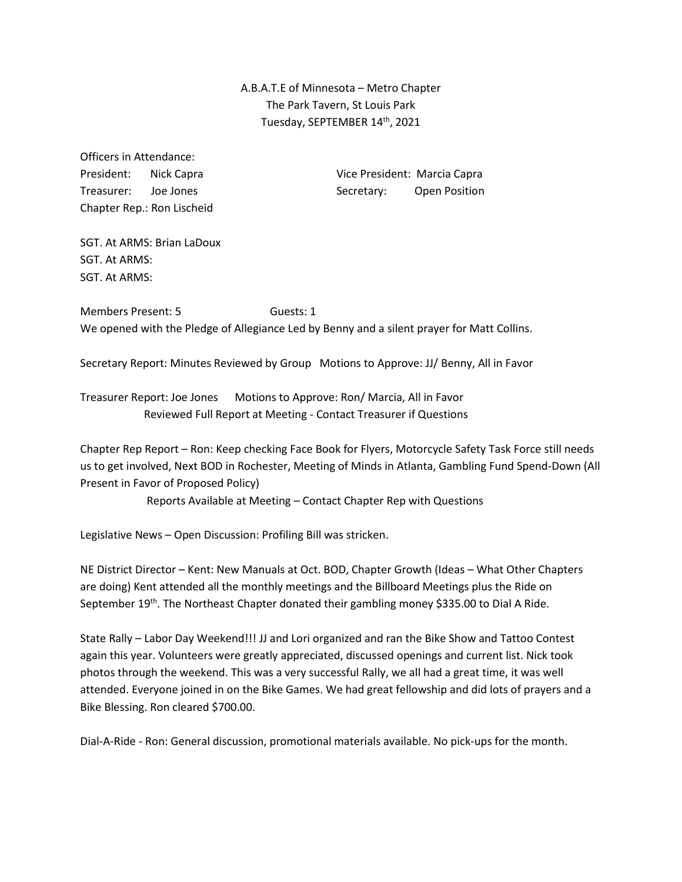A.B.A.T.E of Minnesota – Metro Chapter
The Park Tavern, St Louis Park
Tuesday, SEPTEMBER 14th, 2021

Officers in Attendance:

President: Nick Capra
Vice President: Marcia Capra
Treasurer: Joe Jones
Secretary: Open Position
Chapter Rep.: Ron Lischeid

SGT. At ARMS: Brian LaDoux
SGT. At ARMS:
SGT. At ARMS:

Members Present: 5 Guests: 1

We opened with the Pledge of Allegiance Led by Benny and a silent prayer for Matt Collins.

Secretary Report: Minutes Reviewed by Group Motions to Approve: JJ/ Benny, All in Favor

Treasurer Report: Joe Jones Motions to Approve: Ron/ Marcia, All in Favor
Reviewed Full Report at Meeting - Contact Treasurer if Questions

Chapter Rep Report – Ron: Keep checking Face Book for Flyers, Motorcycle Safety Task Force still needs us to get involved, Next BOD in Rochester, Meeting of Minds in Atlanta, Gambling Fund Spend-Down (All Present in Favor of Proposed Policy)
Reports Available at Meeting – Contact Chapter Rep with Questions

Legislative News – Open Discussion: Profiling Bill was stricken.

NE District Director – Kent: New Manuals at Oct. BOD, Chapter Growth (Ideas – What Other Chapters are doing) Kent attended all the monthly meetings and the Billboard Meetings plus the Ride on September 19th. The Northeast Chapter donated their gambling money $335.00 to Dial A Ride.

State Rally – Labor Day Weekend!!! JJ and Lori organized and ran the Bike Show and Tattoo Contest again this year. Volunteers were greatly appreciated, discussed openings and current list. Nick took photos through the weekend. This was a very successful Rally, we all had a great time, it was well attended. Everyone joined in on the Bike Games. We had great fellowship and did lots of prayers and a Bike Blessing. Ron cleared $700.00.

Dial-A-Ride - Ron: General discussion, promotional materials available. No pick-ups for the month.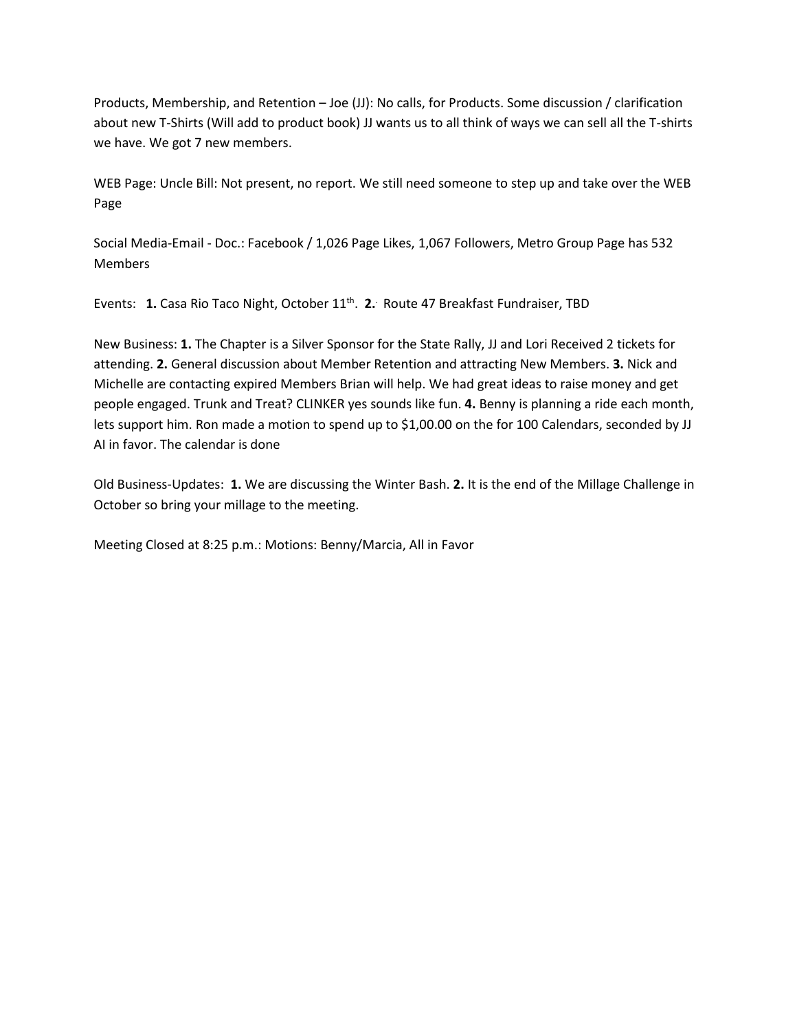Products, Membership, and Retention – Joe (JJ): No calls, for Products. Some discussion / clarification about new T-Shirts (Will add to product book) JJ wants us to all think of ways we can sell all the T-shirts we have. We got 7 new members.

WEB Page: Uncle Bill: Not present, no report. We still need someone to step up and take over the WEB Page

Social Media-Email - Doc.: Facebook / 1,026 Page Likes, 1,067 Followers, Metro Group Page has 532 Members

Events: **1.** Casa Rio Taco Night, October 11th. **2.** Route 47 Breakfast Fundraiser, TBD

New Business: **1.** The Chapter is a Silver Sponsor for the State Rally, JJ and Lori Received 2 tickets for attending. **2.** General discussion about Member Retention and attracting New Members. **3.** Nick and Michelle are contacting expired Members Brian will help. We had great ideas to raise money and get people engaged. Trunk and Treat? CLINKER yes sounds like fun. **4.** Benny is planning a ride each month, lets support him. Ron made a motion to spend up to $1,00.00 on the for 100 Calendars, seconded by JJ AI in favor. The calendar is done

Old Business-Updates: **1.** We are discussing the Winter Bash. **2.** It is the end of the Millage Challenge in October so bring your millage to the meeting.

Meeting Closed at 8:25 p.m.: Motions: Benny/Marcia, All in Favor